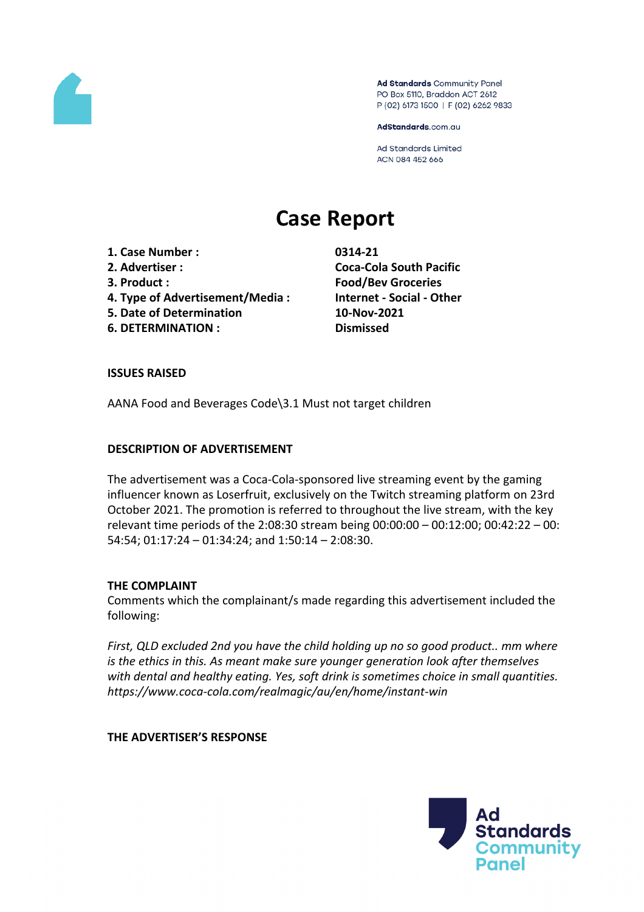Ad Standards Community Panel
PO Box 5110, Braddon ACT 2612
P (02) 6173 1500 | F (02) 6262 9833

AdStandards.com.au

Ad Standards Limited
ACN 084 452 666

# Case Report

| | |
|---|---|
| **1. Case Number :** | **0314-21** |
| **2. Advertiser :** | **Coca-Cola South Pacific** |
| **3. Product :** | **Food/Bev Groceries** |
| **4. Type of Advertisement/Media :** | **Internet - Social - Other** |
| **5. Date of Determination** | **10-Nov-2021** |
| **6. DETERMINATION :** | **Dismissed** |

**ISSUES RAISED**

AANA Food and Beverages Code\3.1 Must not target children

**DESCRIPTION OF ADVERTISEMENT**

The advertisement was a Coca-Cola-sponsored live streaming event by the gaming influencer known as Loserfruit, exclusively on the Twitch streaming platform on 23rd October 2021. The promotion is referred to throughout the live stream, with the key relevant time periods of the 2:08:30 stream being 00:00:00 – 00:12:00; 00:42:22 – 00:54:54; 01:17:24 – 01:34:24; and 1:50:14 – 2:08:30.

**THE COMPLAINT**

Comments which the complainant/s made regarding this advertisement included the following:

*First, QLD excluded 2nd you have the child holding up no so good product.. mm where is the ethics in this. As meant make sure younger generation look after themselves with dental and healthy eating. Yes, soft drink is sometimes choice in small quantities. https://www.coca-cola.com/realmagic/au/en/home/instant-win*

**THE ADVERTISER'S RESPONSE**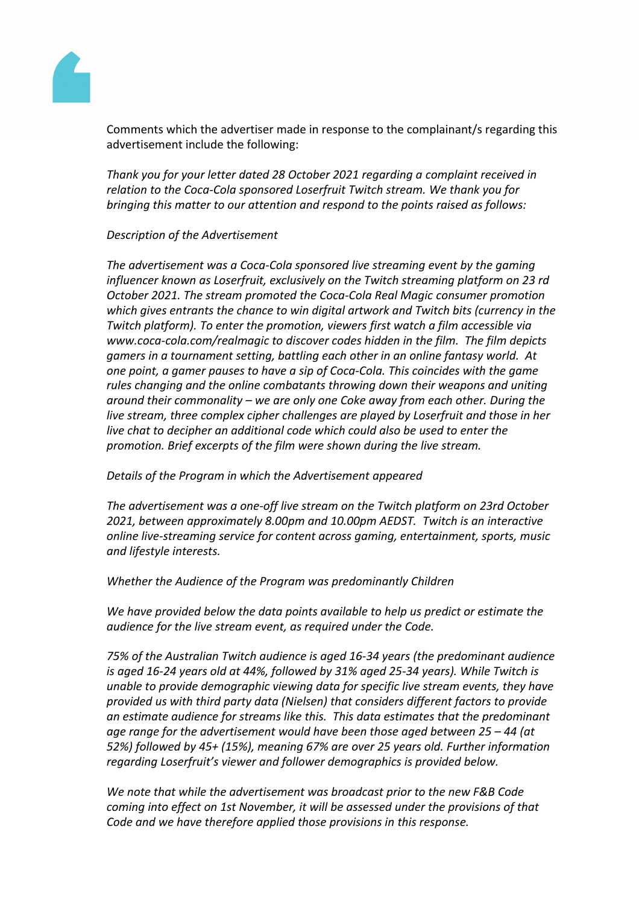Comments which the advertiser made in response to the complainant/s regarding this advertisement include the following:

*Thank you for your letter dated 28 October 2021 regarding a complaint received in relation to the Coca-Cola sponsored Loserfruit Twitch stream. We thank you for bringing this matter to our attention and respond to the points raised as follows:*

*Description of the Advertisement*

*The advertisement was a Coca-Cola sponsored live streaming event by the gaming influencer known as Loserfruit, exclusively on the Twitch streaming platform on 23 rd October 2021. The stream promoted the Coca-Cola Real Magic consumer promotion which gives entrants the chance to win digital artwork and Twitch bits (currency in the Twitch platform). To enter the promotion, viewers first watch a film accessible via www.coca-cola.com/realmagic to discover codes hidden in the film. The film depicts gamers in a tournament setting, battling each other in an online fantasy world. At one point, a gamer pauses to have a sip of Coca-Cola. This coincides with the game rules changing and the online combatants throwing down their weapons and uniting around their commonality – we are only one Coke away from each other. During the live stream, three complex cipher challenges are played by Loserfruit and those in her live chat to decipher an additional code which could also be used to enter the promotion. Brief excerpts of the film were shown during the live stream.*

*Details of the Program in which the Advertisement appeared*

*The advertisement was a one-off live stream on the Twitch platform on 23rd October 2021, between approximately 8.00pm and 10.00pm AEDST. Twitch is an interactive online live-streaming service for content across gaming, entertainment, sports, music and lifestyle interests.*

*Whether the Audience of the Program was predominantly Children*

*We have provided below the data points available to help us predict or estimate the audience for the live stream event, as required under the Code.*

*75% of the Australian Twitch audience is aged 16-34 years (the predominant audience is aged 16-24 years old at 44%, followed by 31% aged 25-34 years). While Twitch is unable to provide demographic viewing data for specific live stream events, they have provided us with third party data (Nielsen) that considers different factors to provide an estimate audience for streams like this. This data estimates that the predominant age range for the advertisement would have been those aged between 25 – 44 (at 52%) followed by 45+ (15%), meaning 67% are over 25 years old. Further information regarding Loserfruit's viewer and follower demographics is provided below.*

*We note that while the advertisement was broadcast prior to the new F&B Code coming into effect on 1st November, it will be assessed under the provisions of that Code and we have therefore applied those provisions in this response.*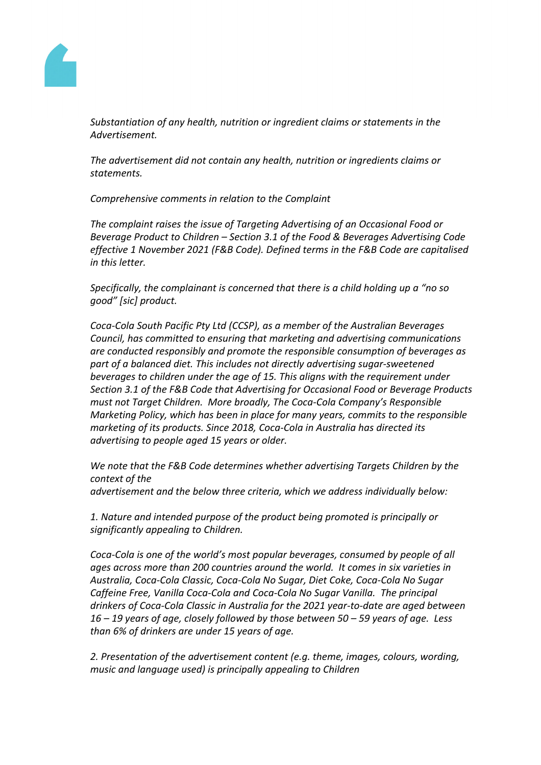*Substantiation of any health, nutrition or ingredient claims or statements in the Advertisement.*

*The advertisement did not contain any health, nutrition or ingredients claims or statements.*

*Comprehensive comments in relation to the Complaint*

*The complaint raises the issue of Targeting Advertising of an Occasional Food or Beverage Product to Children – Section 3.1 of the Food & Beverages Advertising Code effective 1 November 2021 (F&B Code). Defined terms in the F&B Code are capitalised in this letter.*

*Specifically, the complainant is concerned that there is a child holding up a "no so good" [sic] product.*

*Coca-Cola South Pacific Pty Ltd (CCSP), as a member of the Australian Beverages Council, has committed to ensuring that marketing and advertising communications are conducted responsibly and promote the responsible consumption of beverages as part of a balanced diet. This includes not directly advertising sugar-sweetened beverages to children under the age of 15. This aligns with the requirement under Section 3.1 of the F&B Code that Advertising for Occasional Food or Beverage Products must not Target Children. More broadly, The Coca-Cola Company's Responsible Marketing Policy, which has been in place for many years, commits to the responsible marketing of its products. Since 2018, Coca-Cola in Australia has directed its advertising to people aged 15 years or older.*

*We note that the F&B Code determines whether advertising Targets Children by the context of the advertisement and the below three criteria, which we address individually below:*

*1. Nature and intended purpose of the product being promoted is principally or significantly appealing to Children.*

*Coca-Cola is one of the world's most popular beverages, consumed by people of all ages across more than 200 countries around the world. It comes in six varieties in Australia, Coca-Cola Classic, Coca-Cola No Sugar, Diet Coke, Coca-Cola No Sugar Caffeine Free, Vanilla Coca-Cola and Coca-Cola No Sugar Vanilla. The principal drinkers of Coca-Cola Classic in Australia for the 2021 year-to-date are aged between 16 – 19 years of age, closely followed by those between 50 – 59 years of age. Less than 6% of drinkers are under 15 years of age.*

*2. Presentation of the advertisement content (e.g. theme, images, colours, wording, music and language used) is principally appealing to Children*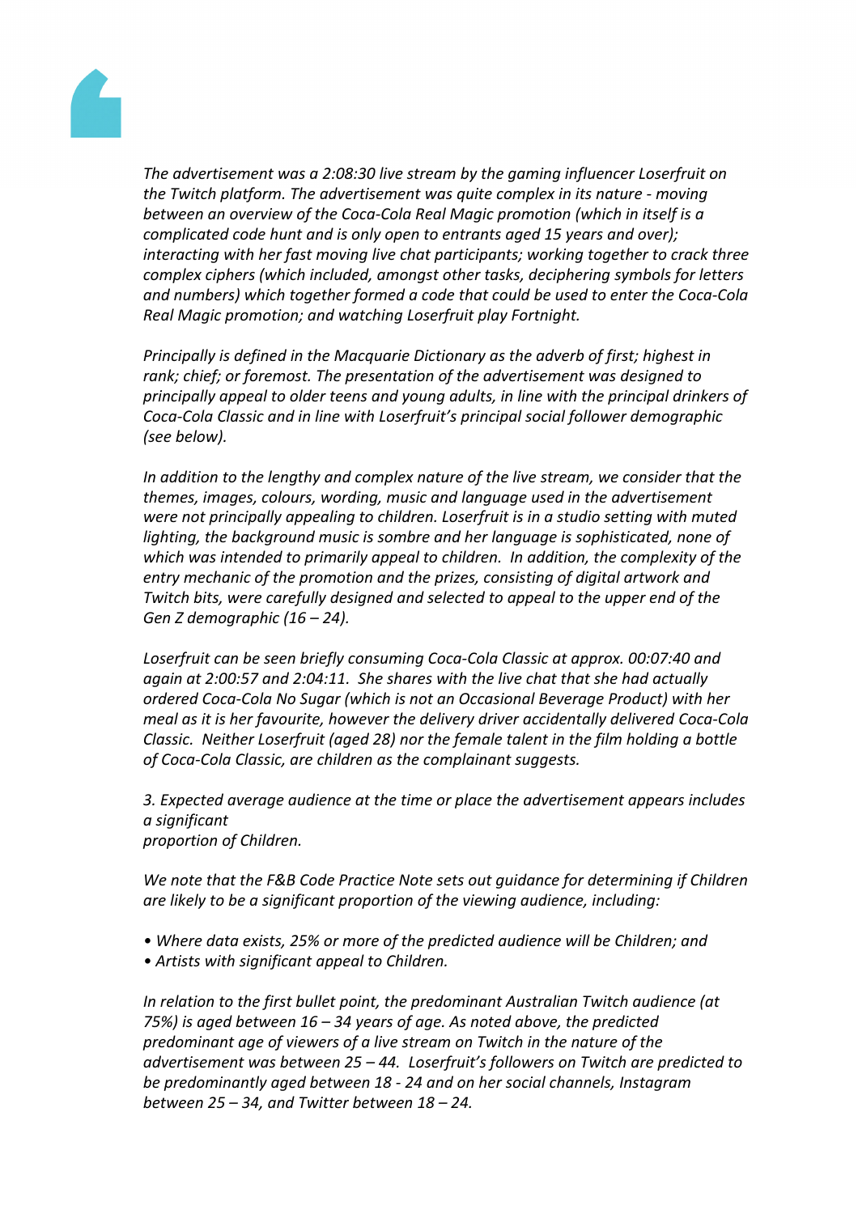*The advertisement was a 2:08:30 live stream by the gaming influencer Loserfruit on the Twitch platform. The advertisement was quite complex in its nature - moving between an overview of the Coca-Cola Real Magic promotion (which in itself is a complicated code hunt and is only open to entrants aged 15 years and over); interacting with her fast moving live chat participants; working together to crack three complex ciphers (which included, amongst other tasks, deciphering symbols for letters and numbers) which together formed a code that could be used to enter the Coca-Cola Real Magic promotion; and watching Loserfruit play Fortnight.*

*Principally is defined in the Macquarie Dictionary as the adverb of first; highest in rank; chief; or foremost. The presentation of the advertisement was designed to principally appeal to older teens and young adults, in line with the principal drinkers of Coca-Cola Classic and in line with Loserfruit's principal social follower demographic (see below).*

*In addition to the lengthy and complex nature of the live stream, we consider that the themes, images, colours, wording, music and language used in the advertisement were not principally appealing to children. Loserfruit is in a studio setting with muted lighting, the background music is sombre and her language is sophisticated, none of which was intended to primarily appeal to children. In addition, the complexity of the entry mechanic of the promotion and the prizes, consisting of digital artwork and Twitch bits, were carefully designed and selected to appeal to the upper end of the Gen Z demographic (16 – 24).*

*Loserfruit can be seen briefly consuming Coca-Cola Classic at approx. 00:07:40 and again at 2:00:57 and 2:04:11. She shares with the live chat that she had actually ordered Coca-Cola No Sugar (which is not an Occasional Beverage Product) with her meal as it is her favourite, however the delivery driver accidentally delivered Coca-Cola Classic. Neither Loserfruit (aged 28) nor the female talent in the film holding a bottle of Coca-Cola Classic, are children as the complainant suggests.*

*3. Expected average audience at the time or place the advertisement appears includes a significant proportion of Children.*

*We note that the F&B Code Practice Note sets out guidance for determining if Children are likely to be a significant proportion of the viewing audience, including:*

- *Where data exists, 25% or more of the predicted audience will be Children; and*
- *Artists with significant appeal to Children.*

*In relation to the first bullet point, the predominant Australian Twitch audience (at 75%) is aged between 16 – 34 years of age. As noted above, the predicted predominant age of viewers of a live stream on Twitch in the nature of the advertisement was between 25 – 44. Loserfruit's followers on Twitch are predicted to be predominantly aged between 18 - 24 and on her social channels, Instagram between 25 – 34, and Twitter between 18 – 24.*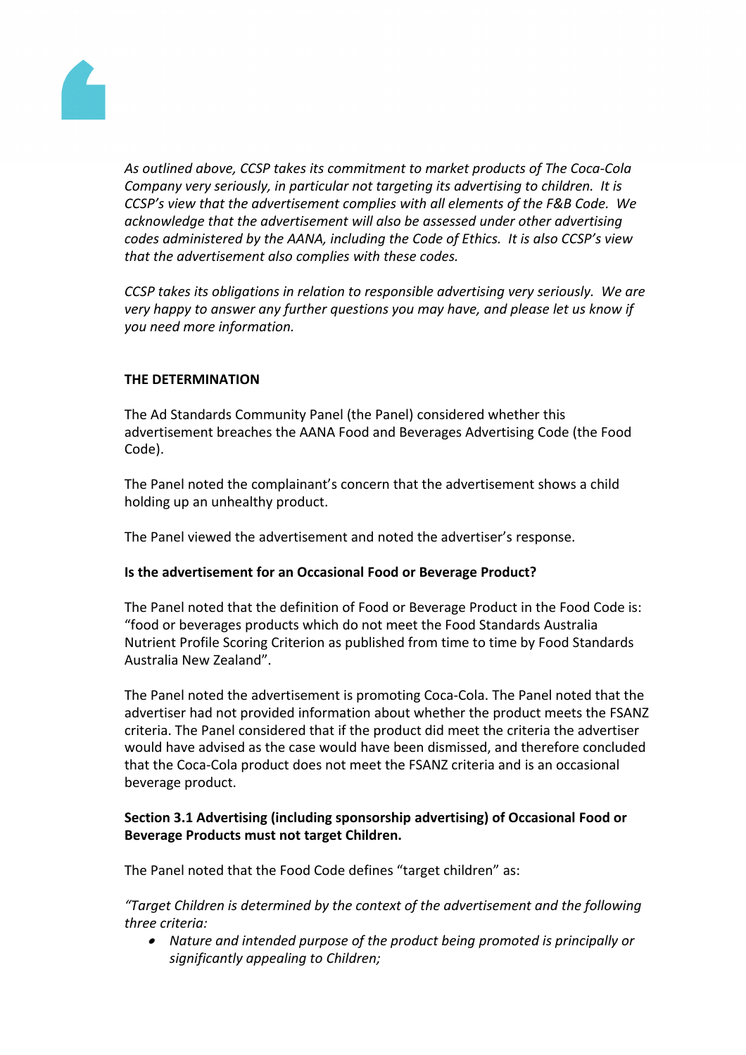*As outlined above, CCSP takes its commitment to market products of The Coca-Cola Company very seriously, in particular not targeting its advertising to children. It is CCSP's view that the advertisement complies with all elements of the F&B Code. We acknowledge that the advertisement will also be assessed under other advertising codes administered by the AANA, including the Code of Ethics. It is also CCSP's view that the advertisement also complies with these codes.*

*CCSP takes its obligations in relation to responsible advertising very seriously. We are very happy to answer any further questions you may have, and please let us know if you need more information.*

**THE DETERMINATION**

The Ad Standards Community Panel (the Panel) considered whether this advertisement breaches the AANA Food and Beverages Advertising Code (the Food Code).

The Panel noted the complainant's concern that the advertisement shows a child holding up an unhealthy product.

The Panel viewed the advertisement and noted the advertiser's response.

**Is the advertisement for an Occasional Food or Beverage Product?**

The Panel noted that the definition of Food or Beverage Product in the Food Code is: "food or beverages products which do not meet the Food Standards Australia Nutrient Profile Scoring Criterion as published from time to time by Food Standards Australia New Zealand".

The Panel noted the advertisement is promoting Coca-Cola. The Panel noted that the advertiser had not provided information about whether the product meets the FSANZ criteria. The Panel considered that if the product did meet the criteria the advertiser would have advised as the case would have been dismissed, and therefore concluded that the Coca-Cola product does not meet the FSANZ criteria and is an occasional beverage product.

**Section 3.1 Advertising (including sponsorship advertising) of Occasional Food or Beverage Products must not target Children.**

The Panel noted that the Food Code defines "target children" as:

*"Target Children is determined by the context of the advertisement and the following three criteria:*

- *Nature and intended purpose of the product being promoted is principally or significantly appealing to Children;*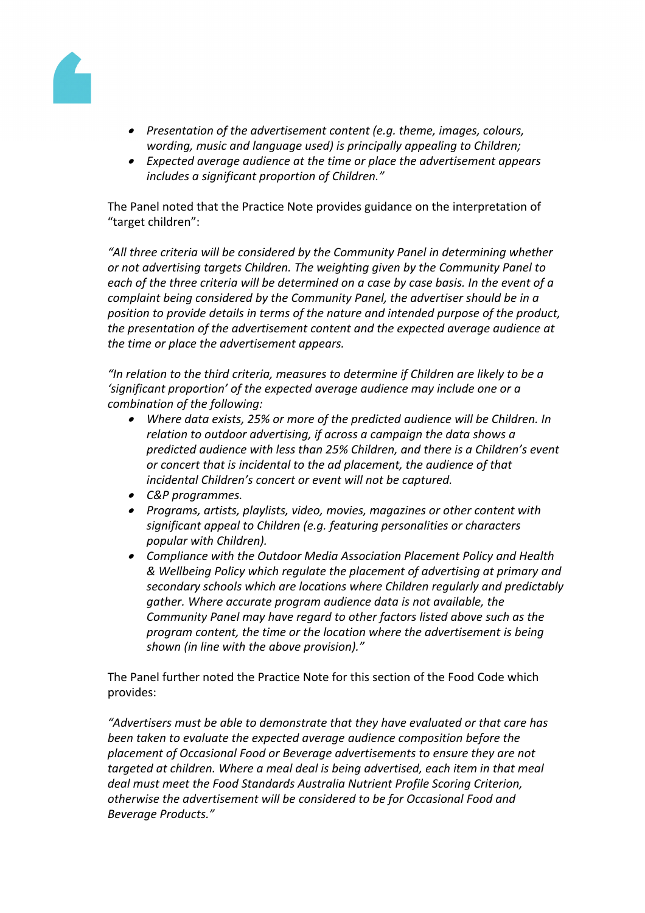- *Presentation of the advertisement content (e.g. theme, images, colours, wording, music and language used) is principally appealing to Children;*
- *Expected average audience at the time or place the advertisement appears includes a significant proportion of Children."*

The Panel noted that the Practice Note provides guidance on the interpretation of "target children":

*"All three criteria will be considered by the Community Panel in determining whether or not advertising targets Children. The weighting given by the Community Panel to each of the three criteria will be determined on a case by case basis. In the event of a complaint being considered by the Community Panel, the advertiser should be in a position to provide details in terms of the nature and intended purpose of the product, the presentation of the advertisement content and the expected average audience at the time or place the advertisement appears.*

*"In relation to the third criteria, measures to determine if Children are likely to be a 'significant proportion' of the expected average audience may include one or a combination of the following:*

- *Where data exists, 25% or more of the predicted audience will be Children. In relation to outdoor advertising, if across a campaign the data shows a predicted audience with less than 25% Children, and there is a Children's event or concert that is incidental to the ad placement, the audience of that incidental Children's concert or event will not be captured.*
- *C&P programmes.*
- *Programs, artists, playlists, video, movies, magazines or other content with significant appeal to Children (e.g. featuring personalities or characters popular with Children).*
- *Compliance with the Outdoor Media Association Placement Policy and Health & Wellbeing Policy which regulate the placement of advertising at primary and secondary schools which are locations where Children regularly and predictably gather. Where accurate program audience data is not available, the Community Panel may have regard to other factors listed above such as the program content, the time or the location where the advertisement is being shown (in line with the above provision)."*

The Panel further noted the Practice Note for this section of the Food Code which provides:

*"Advertisers must be able to demonstrate that they have evaluated or that care has been taken to evaluate the expected average audience composition before the placement of Occasional Food or Beverage advertisements to ensure they are not targeted at children. Where a meal deal is being advertised, each item in that meal deal must meet the Food Standards Australia Nutrient Profile Scoring Criterion, otherwise the advertisement will be considered to be for Occasional Food and Beverage Products."*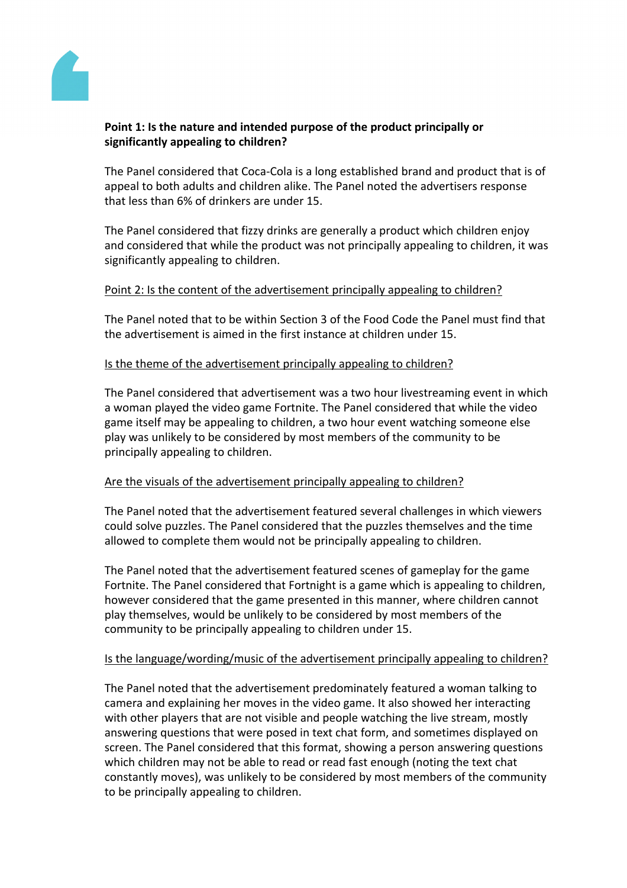**Point 1: Is the nature and intended purpose of the product principally or significantly appealing to children?**

The Panel considered that Coca-Cola is a long established brand and product that is of appeal to both adults and children alike. The Panel noted the advertisers response that less than 6% of drinkers are under 15.

The Panel considered that fizzy drinks are generally a product which children enjoy and considered that while the product was not principally appealing to children, it was significantly appealing to children.

<u>Point 2: Is the content of the advertisement principally appealing to children?</u>

The Panel noted that to be within Section 3 of the Food Code the Panel must find that the advertisement is aimed in the first instance at children under 15.

<u>Is the theme of the advertisement principally appealing to children?</u>

The Panel considered that advertisement was a two hour livestreaming event in which a woman played the video game Fortnite. The Panel considered that while the video game itself may be appealing to children, a two hour event watching someone else play was unlikely to be considered by most members of the community to be principally appealing to children.

<u>Are the visuals of the advertisement principally appealing to children?</u>

The Panel noted that the advertisement featured several challenges in which viewers could solve puzzles. The Panel considered that the puzzles themselves and the time allowed to complete them would not be principally appealing to children.

The Panel noted that the advertisement featured scenes of gameplay for the game Fortnite. The Panel considered that Fortnight is a game which is appealing to children, however considered that the game presented in this manner, where children cannot play themselves, would be unlikely to be considered by most members of the community to be principally appealing to children under 15.

<u>Is the language/wording/music of the advertisement principally appealing to children?</u>

The Panel noted that the advertisement predominately featured a woman talking to camera and explaining her moves in the video game. It also showed her interacting with other players that are not visible and people watching the live stream, mostly answering questions that were posed in text chat form, and sometimes displayed on screen. The Panel considered that this format, showing a person answering questions which children may not be able to read or read fast enough (noting the text chat constantly moves), was unlikely to be considered by most members of the community to be principally appealing to children.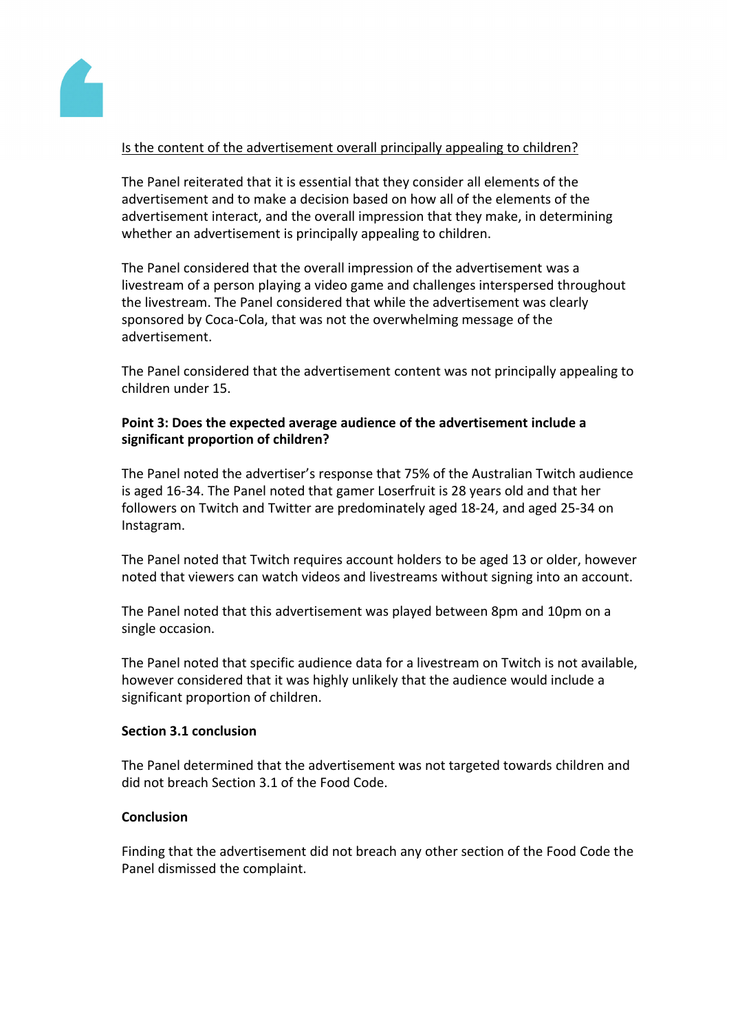<u>Is the content of the advertisement overall principally appealing to children?</u>

The Panel reiterated that it is essential that they consider all elements of the advertisement and to make a decision based on how all of the elements of the advertisement interact, and the overall impression that they make, in determining whether an advertisement is principally appealing to children.

The Panel considered that the overall impression of the advertisement was a livestream of a person playing a video game and challenges interspersed throughout the livestream. The Panel considered that while the advertisement was clearly sponsored by Coca-Cola, that was not the overwhelming message of the advertisement.

The Panel considered that the advertisement content was not principally appealing to children under 15.

**Point 3: Does the expected average audience of the advertisement include a significant proportion of children?**

The Panel noted the advertiser's response that 75% of the Australian Twitch audience is aged 16-34. The Panel noted that gamer Loserfruit is 28 years old and that her followers on Twitch and Twitter are predominately aged 18-24, and aged 25-34 on Instagram.

The Panel noted that Twitch requires account holders to be aged 13 or older, however noted that viewers can watch videos and livestreams without signing into an account.

The Panel noted that this advertisement was played between 8pm and 10pm on a single occasion.

The Panel noted that specific audience data for a livestream on Twitch is not available, however considered that it was highly unlikely that the audience would include a significant proportion of children.

**Section 3.1 conclusion**

The Panel determined that the advertisement was not targeted towards children and did not breach Section 3.1 of the Food Code.

**Conclusion**

Finding that the advertisement did not breach any other section of the Food Code the Panel dismissed the complaint.